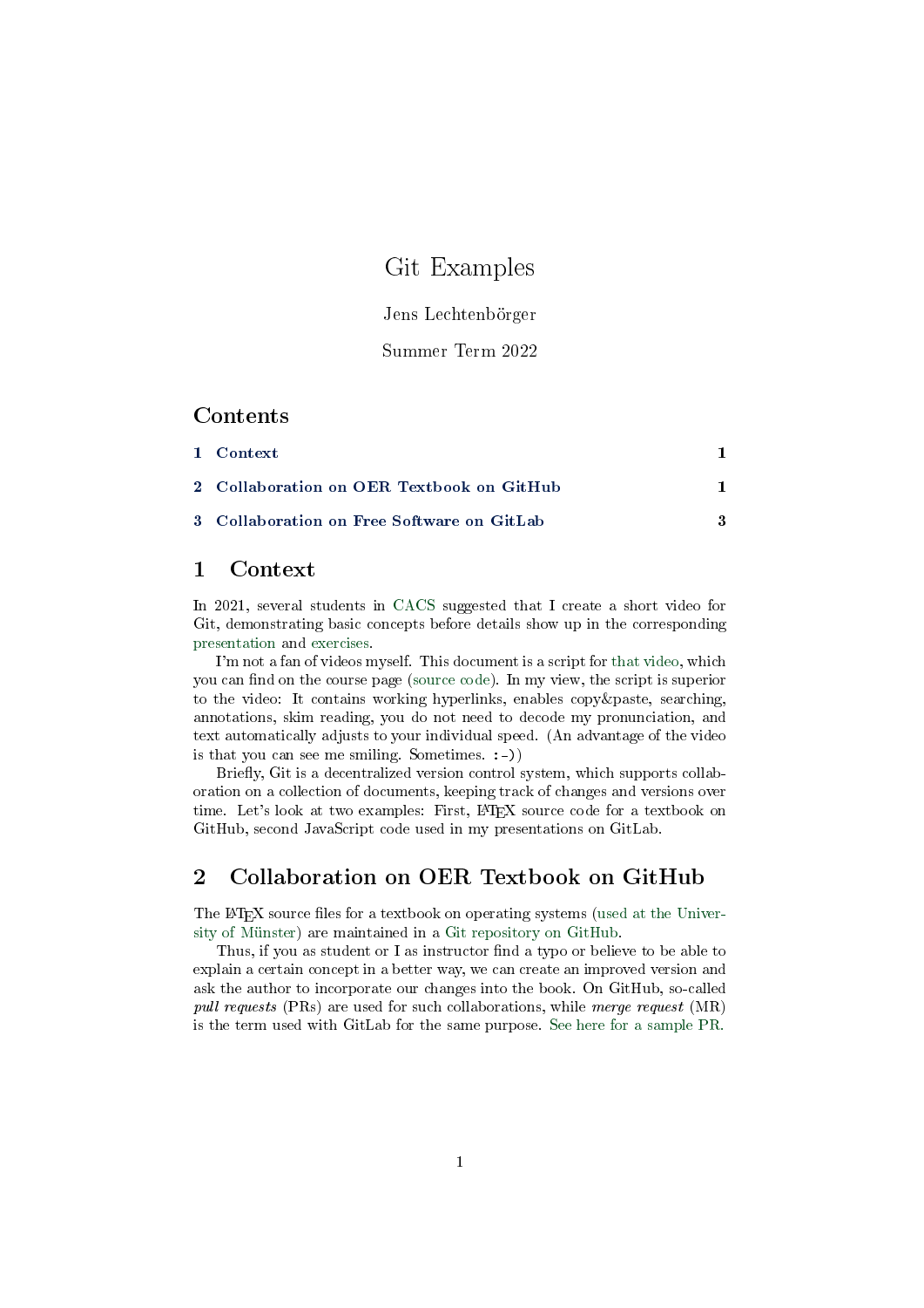# Git Examples

Jens Lechtenbörger

Summer Term 2022

## Contents

1 Context 1

2 Collaboration on OER Textbook on GitHub 1

3 Collaboration on Free Software on GitLab 3

## 1 Context

In 2021, several students in CACS suggested that I create a short video for Git, demonstrating basic concepts before details show up in the corresponding presentation and exercises.

I'm not a fan of videos myself. This document is a script for that video, which you can find on the course page (source code). In my view, the script is superior to the video: It contains working hyperlinks, enables copy&paste, searching, annotations, skim reading, you do not need to decode my pronunciation, and text automatically adjusts to your individual speed. (An advantage of the video is that you can see me smiling. Sometimes. `:-)`)

Briefly, Git is a decentralized version control system, which supports collaboration on a collection of documents, keeping track of changes and versions over time. Let's look at two examples: First, LaTeX source code for a textbook on GitHub, second JavaScript code used in my presentations on GitLab.

## 2 Collaboration on OER Textbook on GitHub

The LaTeX source files for a textbook on operating systems (used at the University of Münster) are maintained in a Git repository on GitHub.

Thus, if you as student or I as instructor find a typo or believe to be able to explain a certain concept in a better way, we can create an improved version and ask the author to incorporate our changes into the book. On GitHub, so-called *pull requests* (PRs) are used for such collaborations, while *merge request* (MR) is the term used with GitLab for the same purpose. See here for a sample PR.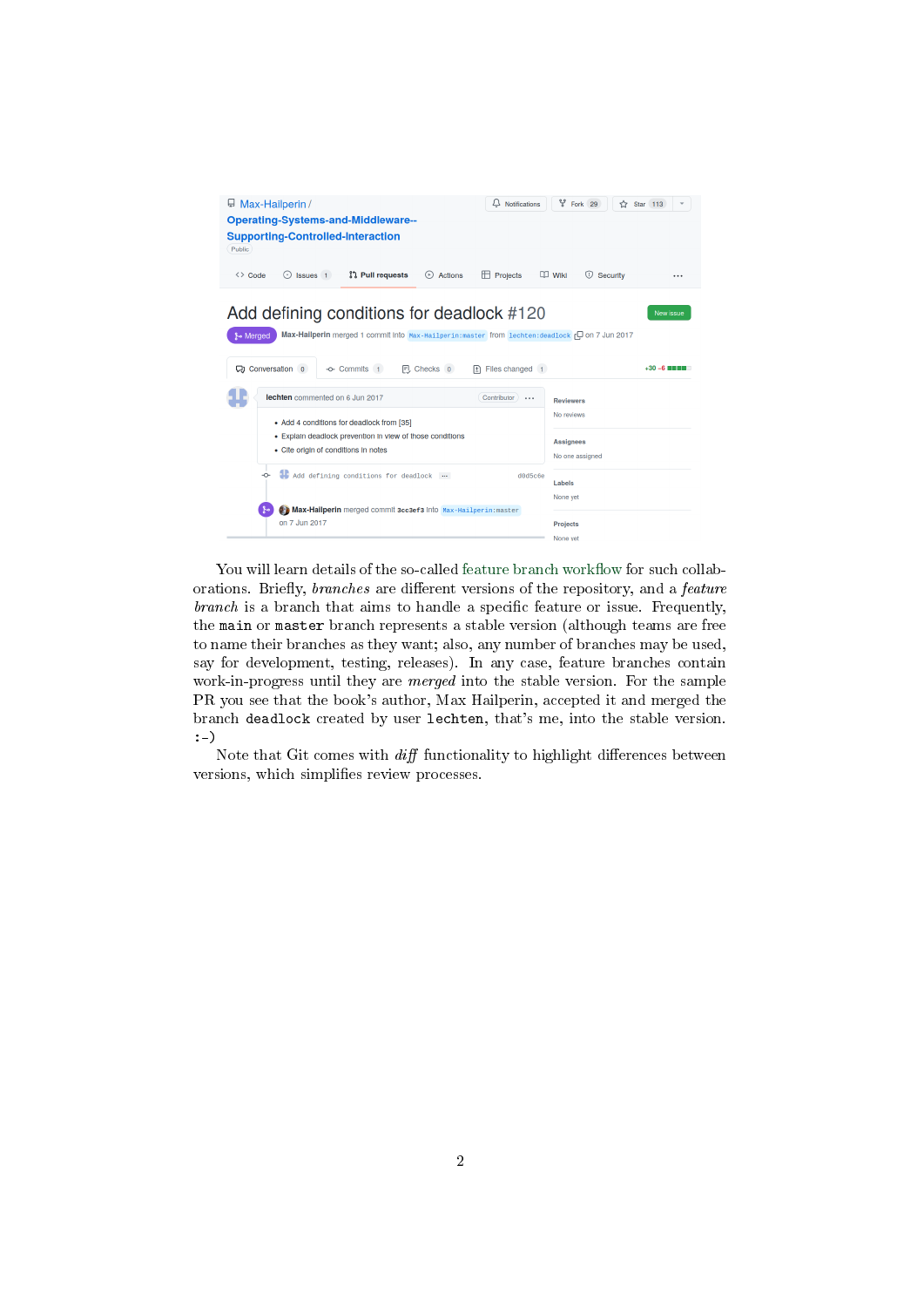You will learn details of the so-called feature branch workflow for such collaborations. Briefly, *branches* are different versions of the repository, and a *feature branch* is a branch that aims to handle a specific feature or issue. Frequently, the `main` or `master` branch represents a stable version (although teams are free to name their branches as they want; also, any number of branches may be used, say for development, testing, releases). In any case, feature branches contain work-in-progress until they are *merged* into the stable version. For the sample PR you see that the book's author, Max Hailperin, accepted it and merged the branch `deadlock` created by user `lechten`, that's me, into the stable version. `:-)`

Note that Git comes with *diff* functionality to highlight differences between versions, which simplifies review processes.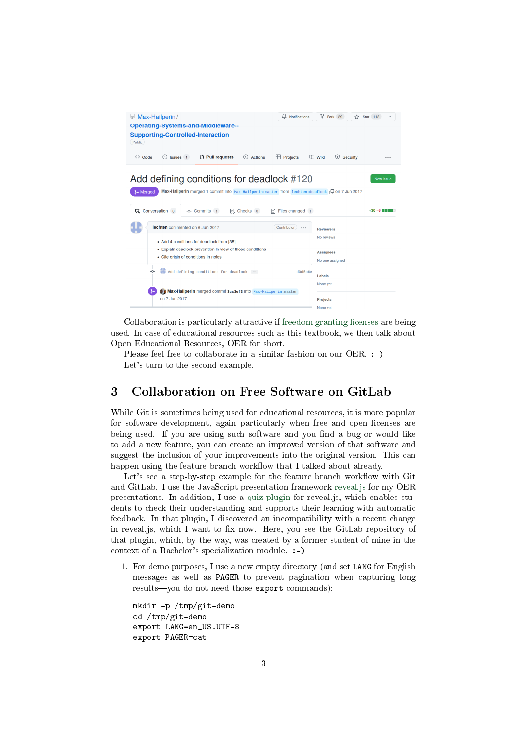Collaboration is particularly attractive if freedom granting licenses are being used. In case of educational resources such as this textbook, we then talk about Open Educational Resources, OER for short.

Please feel free to collaborate in a similar fashion on our OER. :-)

Let's turn to the second example.

## 3 Collaboration on Free Software on GitLab

While Git is sometimes being used for educational resources, it is more popular for software development, again particularly when free and open licenses are being used. If you are using such software and you find a bug or would like to add a new feature, you can create an improved version of that software and suggest the inclusion of your improvements into the original version. This can happen using the feature branch workflow that I talked about already.

Let's see a step-by-step example for the feature branch workflow with Git and GitLab. I use the JavaScript presentation framework reveal.js for my OER presentations. In addition, I use a quiz plugin for reveal.js, which enables students to check their understanding and supports their learning with automatic feedback. In that plugin, I discovered an incompatibility with a recent change in reveal.js, which I want to fix now. Here, you see the GitLab repository of that plugin, which, by the way, was created by a former student of mine in the context of a Bachelor's specialization module. :-)

1. For demo purposes, I use a new empty directory (and set `LANG` for English messages as well as `PAGER` to prevent pagination when capturing long results—you do not need those `export` commands):

```
mkdir -p /tmp/git-demo
cd /tmp/git-demo
export LANG=en_US.UTF-8
export PAGER=cat
```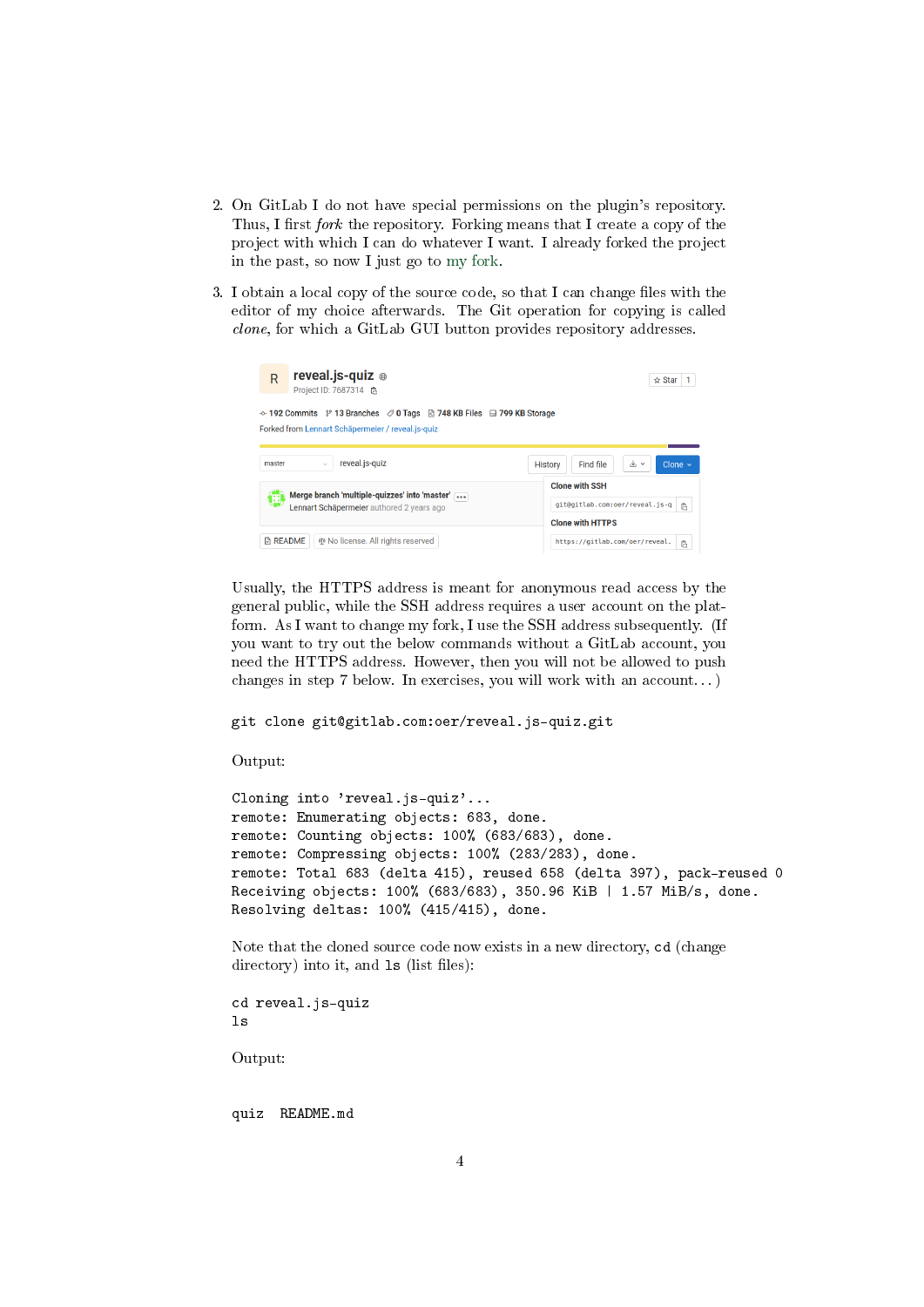2. On GitLab I do not have special permissions on the plugin's repository. Thus, I first *fork* the repository. Forking means that I create a copy of the project with which I can do whatever I want. I already forked the project in the past, so now I just go to my fork.

3. I obtain a local copy of the source code, so that I can change files with the editor of my choice afterwards. The Git operation for copying is called *clone*, for which a GitLab GUI button provides repository addresses.

   Usually, the HTTPS address is meant for anonymous read access by the general public, while the SSH address requires a user account on the platform. As I want to change my fork, I use the SSH address subsequently. (If you want to try out the below commands without a GitLab account, you need the HTTPS address. However, then you will not be allowed to push changes in step 7 below. In exercises, you will work with an account...)

   ```
   git clone git@gitlab.com:oer/reveal.js-quiz.git
   ```

   Output:

   ```
   Cloning into 'reveal.js-quiz'...
   remote: Enumerating objects: 683, done.
   remote: Counting objects: 100% (683/683), done.
   remote: Compressing objects: 100% (283/283), done.
   remote: Total 683 (delta 415), reused 658 (delta 397), pack-reused 0
   Receiving objects: 100% (683/683), 350.96 KiB | 1.57 MiB/s, done.
   Resolving deltas: 100% (415/415), done.
   ```

   Note that the cloned source code now exists in a new directory, `cd` (change directory) into it, and `ls` (list files):

   ```
   cd reveal.js-quiz
   ls
   ```

   Output:

   ```
   quiz  README.md
   ```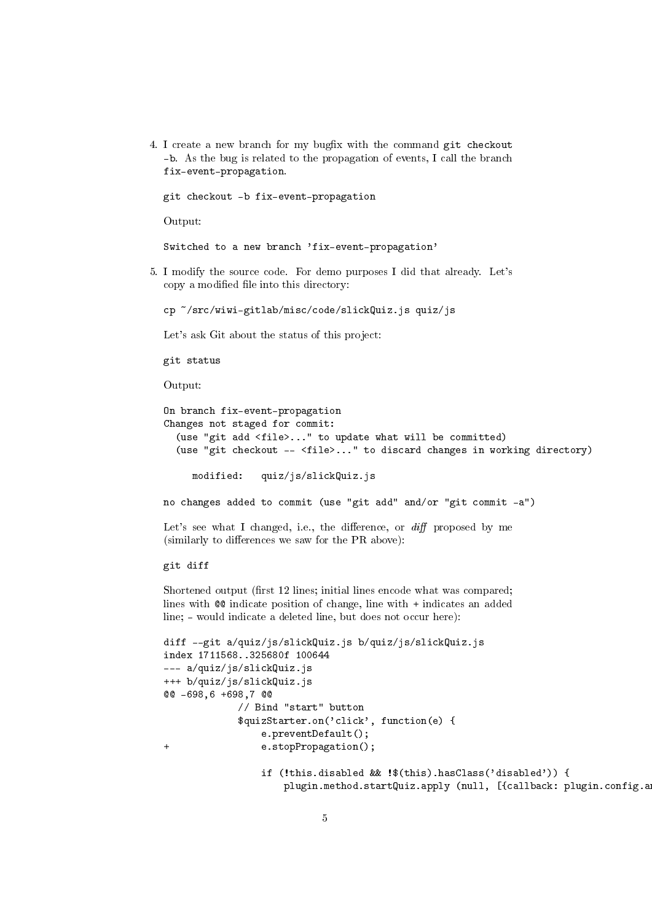4. I create a new branch for my bugfix with the command `git checkout -b`. As the bug is related to the propagation of events, I call the branch `fix-event-propagation`.

   ```
   git checkout -b fix-event-propagation
   ```

   Output:

   ```
   Switched to a new branch 'fix-event-propagation'
   ```

5. I modify the source code. For demo purposes I did that already. Let's copy a modified file into this directory:

   ```
   cp ~/src/wiwi-gitlab/misc/code/slickQuiz.js quiz/js
   ```

   Let's ask Git about the status of this project:

   ```
   git status
   ```

   Output:

   ```
   On branch fix-event-propagation
   Changes not staged for commit:
     (use "git add <file>..." to update what will be committed)
     (use "git checkout -- <file>..." to discard changes in working directory)

   	modified:   quiz/js/slickQuiz.js

   no changes added to commit (use "git add" and/or "git commit -a")
   ```

   Let's see what I changed, i.e., the difference, or *diff* proposed by me (similarly to differences we saw for the PR above):

   ```
   git diff
   ```

   Shortened output (first 12 lines; initial lines encode what was compared; lines with `@@` indicate position of change, line with `+` indicates an added line; `-` would indicate a deleted line, but does not occur here):

   ```
   diff --git a/quiz/js/slickQuiz.js b/quiz/js/slickQuiz.js
   index 1711568..325680f 100644
   --- a/quiz/js/slickQuiz.js
   +++ b/quiz/js/slickQuiz.js
   @@ -698,6 +698,7 @@
                // Bind "start" button
                $quizStarter.on('click', function(e) {
                    e.preventDefault();
   +                e.stopPropagation();

                    if (!this.disabled && !$(this).hasClass('disabled')) {
                        plugin.method.startQuiz.apply (null, [{callback: plugin.config.an
   ```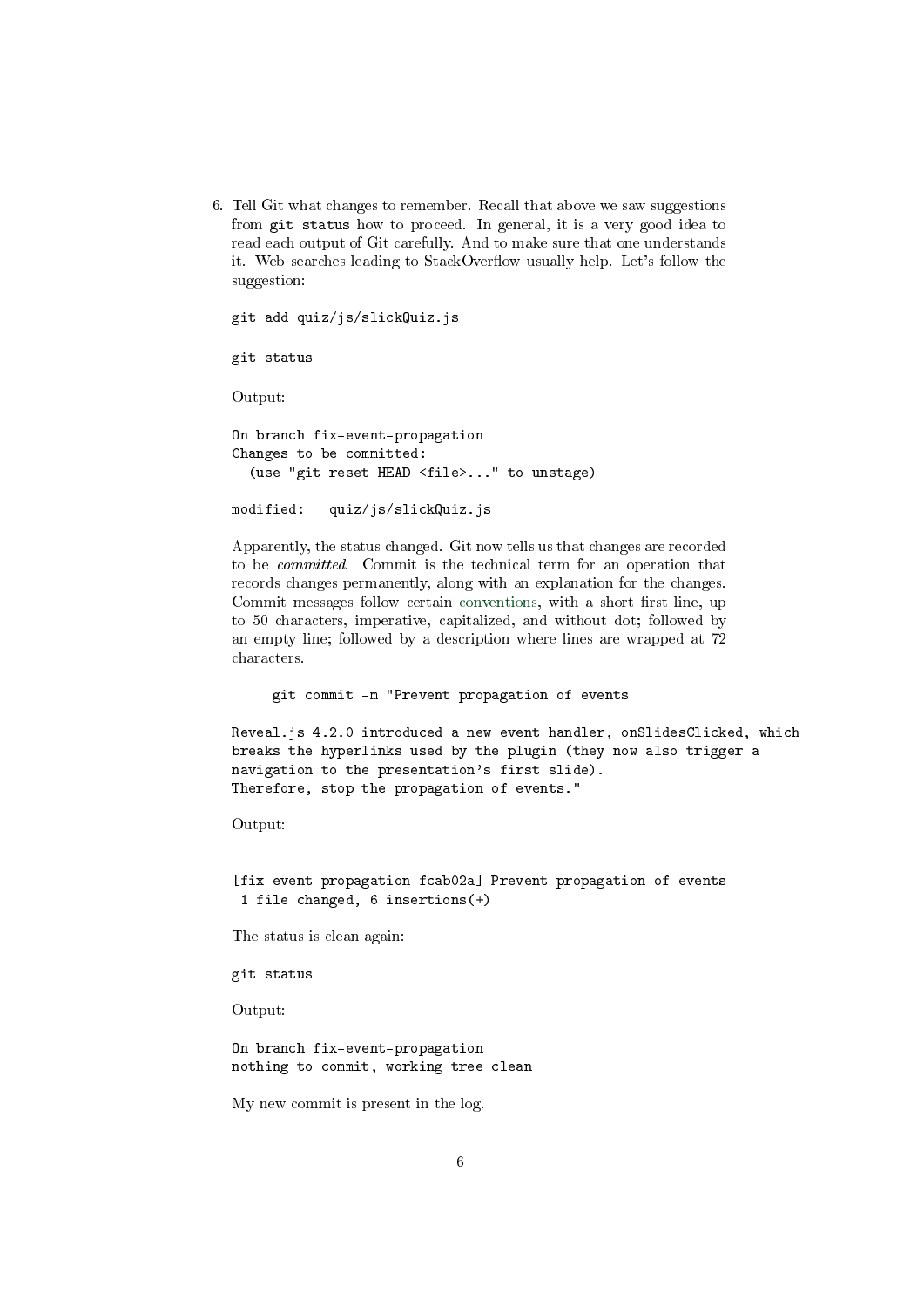6. Tell Git what changes to remember. Recall that above we saw suggestions from `git status` how to proceed. In general, it is a very good idea to read each output of Git carefully. And to make sure that one understands it. Web searches leading to StackOverflow usually help. Let's follow the suggestion:

   ```
   git add quiz/js/slickQuiz.js
   ```

   ```
   git status
   ```

   Output:

   ```
   On branch fix-event-propagation
   Changes to be committed:
     (use "git reset HEAD <file>..." to unstage)

   modified:   quiz/js/slickQuiz.js
   ```

   Apparently, the status changed. Git now tells us that changes are recorded to be *committed*. Commit is the technical term for an operation that records changes permanently, along with an explanation for the changes. Commit messages follow certain conventions, with a short first line, up to 50 characters, imperative, capitalized, and without dot; followed by an empty line; followed by a description where lines are wrapped at 72 characters.

   ```
       git commit -m "Prevent propagation of events

   Reveal.js 4.2.0 introduced a new event handler, onSlidesClicked, which
   breaks the hyperlinks used by the plugin (they now also trigger a
   navigation to the presentation's first slide).
   Therefore, stop the propagation of events."
   ```

   Output:

   ```
   [fix-event-propagation fcab02a] Prevent propagation of events
    1 file changed, 6 insertions(+)
   ```

   The status is clean again:

   ```
   git status
   ```

   Output:

   ```
   On branch fix-event-propagation
   nothing to commit, working tree clean
   ```

   My new commit is present in the log.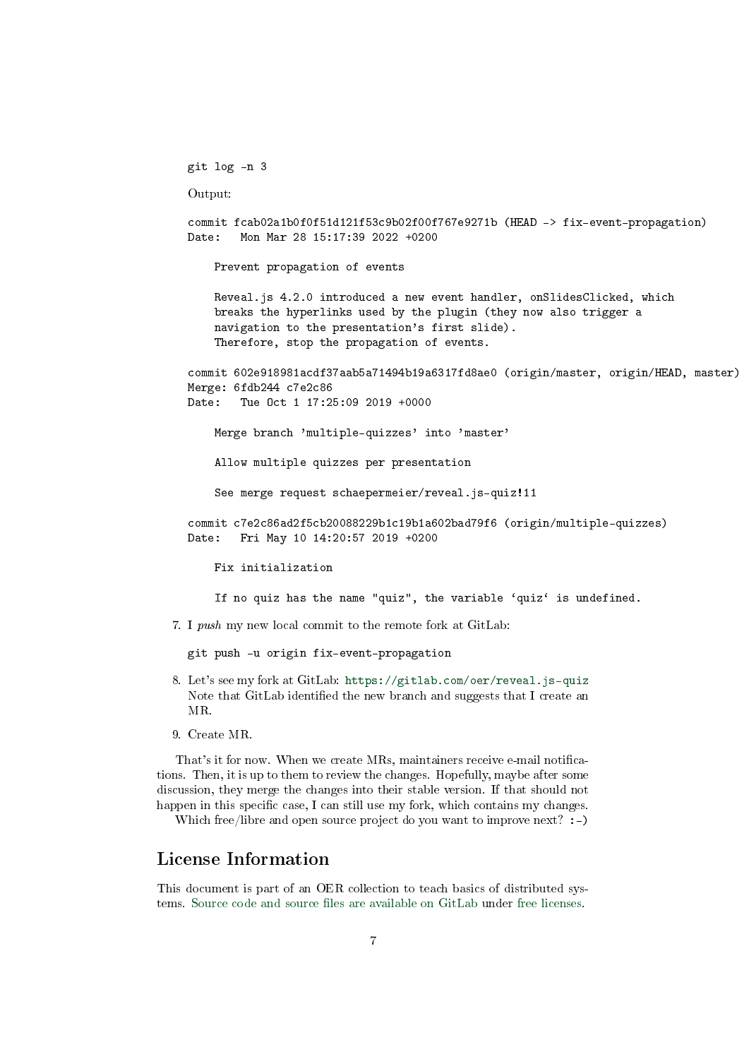```
git log -n 3
```

Output:

```
commit fcab02a1b0f0f51d121f53c9b02f00f767e9271b (HEAD -> fix-event-propagation)
Date:   Mon Mar 28 15:17:39 2022 +0200

    Prevent propagation of events

    Reveal.js 4.2.0 introduced a new event handler, onSlidesClicked, which
    breaks the hyperlinks used by the plugin (they now also trigger a
    navigation to the presentation's first slide).
    Therefore, stop the propagation of events.

commit 602e918981acdf37aab5a71494b19a6317fd8ae0 (origin/master, origin/HEAD, master)
Merge: 6fdb244 c7e2c86
Date:   Tue Oct 1 17:25:09 2019 +0000

    Merge branch 'multiple-quizzes' into 'master'

    Allow multiple quizzes per presentation

    See merge request schaepermeier/reveal.js-quiz!11

commit c7e2c86ad2f5cb20088229b1c19b1a602bad79f6 (origin/multiple-quizzes)
Date:   Fri May 10 14:20:57 2019 +0200

    Fix initialization

    If no quiz has the name "quiz", the variable `quiz` is undefined.
```

7. I *push* my new local commit to the remote fork at GitLab:

   ```
   git push -u origin fix-event-propagation
   ```

8. Let's see my fork at GitLab: `https://gitlab.com/oer/reveal.js-quiz` Note that GitLab identified the new branch and suggests that I create an MR.

9. Create MR.

That's it for now. When we create MRs, maintainers receive e-mail notifications. Then, it is up to them to review the changes. Hopefully, maybe after some discussion, they merge the changes into their stable version. If that should not happen in this specific case, I can still use my fork, which contains my changes.

Which free/libre and open source project do you want to improve next? :-)

## License Information

This document is part of an OER collection to teach basics of distributed systems. Source code and source files are available on GitLab under free licenses.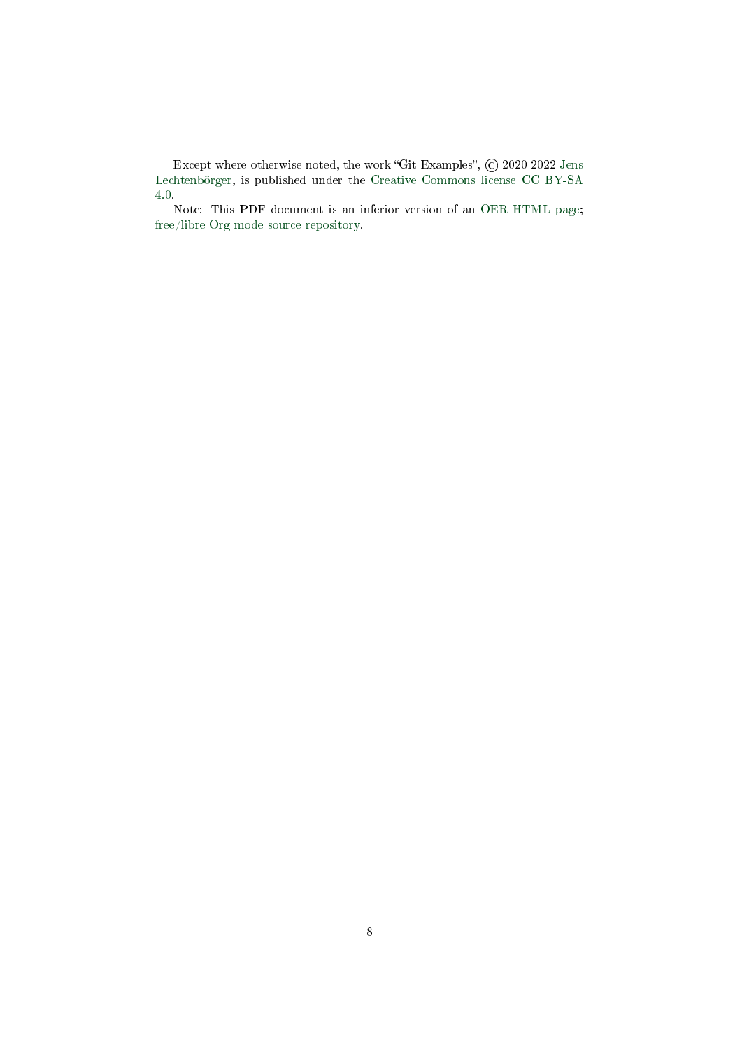Except where otherwise noted, the work "Git Examples", © 2020-2022 Jens Lechtenbörger, is published under the Creative Commons license CC BY-SA 4.0.

Note: This PDF document is an inferior version of an OER HTML page; free/libre Org mode source repository.